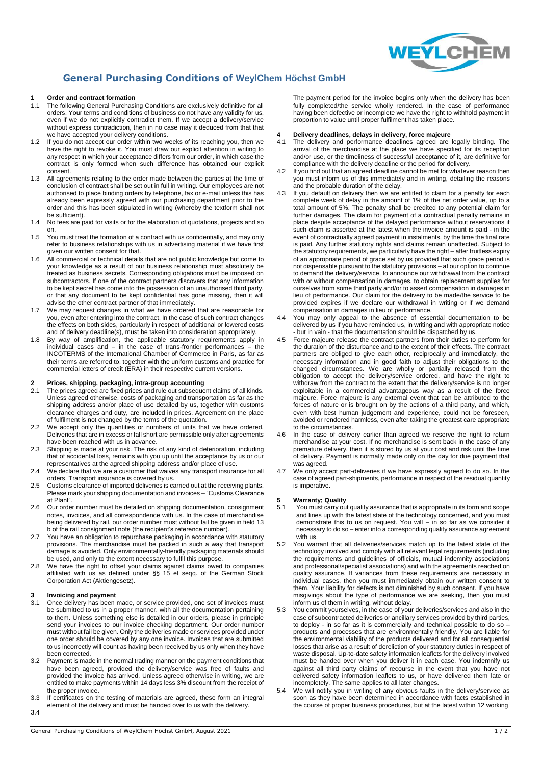# General Purchasing Conditions of WeylChem Höchst GmbH

## 1 Order and contract formation

1.1 The following General Purchasing Conditions are exclusively definitive for all orders. Your terms and conditions of business do not have any validity for us, even if we do not explicitly contradict them. If we accept a delivery/service without express contradiction, then in no case may it deduced from that that we have accepted your delivery conditions.

1.2 If you do not accept our order within two weeks of its reaching you, then we have the right to revoke it. You must draw our explicit attention in writing to any respect in which your acceptance differs from our order, in which case the contract is only formed when such difference has obtained our explicit consent.

1.3 All agreements relating to the order made between the parties at the time of conclusion of contract shall be set out in full in writing. Our employees are not authorised to place binding orders by telephone, fax or e-mail unless this has already been expressly agreed with our purchasing department prior to the order and this has been stipulated in writing (whereby the textform shall not be sufficient).

1.4 No fees are paid for visits or for the elaboration of quotations, projects and so on.

1.5 You must treat the formation of a contract with us confidentially, and may only refer to business relationships with us in advertising material if we have first given our written consent for that.

1.6 All commercial or technical details that are not public knowledge but come to your knowledge as a result of our business relationship must absolutely be treated as business secrets. Corresponding obligations must be imposed on subcontractors. If one of the contract partners discovers that any information to be kept secret has come into the possession of an unauthorised third party, or that any document to be kept confidential has gone missing, then it will advise the other contract partner of that immediately.

1.7 We may request changes in what we have ordered that are reasonable for you, even after entering into the contract. In the case of such contract changes the effects on both sides, particularly in respect of additional or lowered costs and of delivery deadline(s), must be taken into consideration appropriately.

1.8 By way of amplification, the applicable statutory requirements apply in individual cases and – in the case of trans-frontier performances – the INCOTERMS of the International Chamber of Commerce in Paris, as far as their terms are referred to, together with the uniform customs and practice for commercial letters of credit (ERA) in their respective current versions.

## 2 Prices, shipping, packaging, intra-group accounting

2.1 The prices agreed are fixed prices and rule out subsequent claims of all kinds. Unless agreed otherwise, costs of packaging and transportation as far as the shipping address and/or place of use detailed by us, together with customs clearance charges and duty, are included in prices. Agreement on the place of fulfilment is not changed by the terms of the quotation.

2.2 We accept only the quantities or numbers of units that we have ordered. Deliveries that are in excess or fall short are permissible only after agreements have been reached with us in advance.

2.3 Shipping is made at your risk. The risk of any kind of deterioration, including that of accidental loss, remains with you up until the acceptance by us or our representatives at the agreed shipping address and/or place of use.

2.4 We declare that we are a customer that waives any transport insurance for all orders. Transport insurance is covered by us.

2.5 Customs clearance of imported deliveries is carried out at the receiving plants. Please mark your shipping documentation and invoices – "Customs Clearance at Plant".

2.6 Our order number must be detailed on shipping documentation, consignment notes, invoices, and all correspondence with us. In the case of merchandise being delivered by rail, our order number must without fail be given in field 13 b of the rail consignment note (the recipient's reference number).

2.7 You have an obligation to repurchase packaging in accordance with statutory provisions. The merchandise must be packed in such a way that transport damage is avoided. Only environmentally-friendly packaging materials should be used, and only to the extent necessary to fulfil this purpose.

2.8 We have the right to offset your claims against claims owed to companies affiliated with us as defined under §§ 15 et seqq. of the German Stock Corporation Act (Aktiengesetz).

## 3 Invoicing and payment

3.1 Once delivery has been made, or service provided, one set of invoices must be submitted to us in a proper manner, with all the documentation pertaining to them. Unless something else is detailed in our orders, please in principle send your invoices to our invoice checking department. Our order number must without fail be given. Only the deliveries made or services provided under one order should be covered by any one invoice. Invoices that are submitted to us incorrectly will count as having been received by us only when they have been corrected.

3.2 Payment is made in the normal trading manner on the payment conditions that have been agreed, provided the delivery/service was free of faults and provided the invoice has arrived. Unless agreed otherwise in writing, we are entitled to make payments within 14 days less 3% discount from the receipt of the proper invoice.

3.3 If certificates on the testing of materials are agreed, these form an integral element of the delivery and must be handed over to us with the delivery.

3.4 The payment period for the invoice begins only when the delivery has been fully completed/the service wholly rendered. In the case of performance having been defective or incomplete we have the right to withhold payment in proportion to value until proper fulfilment has taken place.

## 4 Delivery deadlines, delays in delivery, force majeure

4.1 The delivery and performance deadlines agreed are legally binding. The arrival of the merchandise at the place we have specified for its reception and/or use, or the timeliness of successful acceptance of it, are definitive for compliance with the delivery deadline or the period for delivery.

4.2 If you find out that an agreed deadline cannot be met for whatever reason then you must inform us of this immediately and in writing, detailing the reasons and the probable duration of the delay.

4.3 If you default on delivery then we are entitled to claim for a penalty for each complete week of delay in the amount of 1% of the net order value, up to a total amount of 5%. The penalty shall be credited to any potential claim for further damages. The claim for payment of a contractual penalty remains in place despite acceptance of the delayed performance without reservations if such claim is asserted at the latest when the invoice amount is paid - in the event of contractually agreed payment in instalments, by the time the final rate is paid. Any further statutory rights and claims remain unaffected. Subject to the statutory requirements, we particularly have the right – after fruitless expiry of an appropriate period of grace set by us provided that such grace period is not dispensable pursuant to the statutory provisions – at our option to continue to demand the delivery/service, to announce our withdrawal from the contract with or without compensation in damages, to obtain replacement supplies for ourselves from some third party and/or to assert compensation in damages in lieu of performance. Our claim for the delivery to be made/the service to be provided expires if we declare our withdrawal in writing or if we demand compensation in damages in lieu of performance.

4.4 You may only appeal to the absence of essential documentation to be delivered by us if you have reminded us, in writing and with appropriate notice - but in vain - that the documentation should be dispatched by us.

4.5 Force majeure release the contract partners from their duties to perform for the duration of the disturbance and to the extent of their effects. The contract partners are obliged to give each other, reciprocally and immediately, the necessary information and in good faith to adjust their obligations to the changed circumstances. We are wholly or partially released from the obligation to accept the delivery/service ordered, and have the right to withdraw from the contract to the extent that the delivery/service is no longer exploitable in a commercial advantageous way as a result of the force majeure. Force majeure is any external event that can be attributed to the forces of nature or is brought on by the actions of a third party, and which, even with best human judgement and experience, could not be foreseen, avoided or rendered harmless, even after taking the greatest care appropriate to the circumstances.

4.6 In the case of delivery earlier than agreed we reserve the right to return merchandise at your cost. If no merchandise is sent back in the case of any premature delivery, then it is stored by us at your cost and risk until the time of delivery. Payment is normally made only on the day for due payment that was agreed.

4.7 We only accept part-deliveries if we have expressly agreed to do so. In the case of agreed part-shipments, performance in respect of the residual quantity is imperative.

## 5 Warranty; Quality

5.1 You must carry out quality assurance that is appropriate in its form and scope and lines up with the latest state of the technology concerned, and you must demonstrate this to us on request. You will – in so far as we consider it necessary to do so – enter into a corresponding quality assurance agreement with us.

5.2 You warrant that all deliveries/services match up to the latest state of the technology involved and comply with all relevant legal requirements (including the requirements and guidelines of officials, mutual indemnity associations and professional/specialist associations) and with the agreements reached on quality assurance. If variances from these requirements are necessary in individual cases, then you must immediately obtain our written consent to them. Your liability for defects is not diminished by such consent. If you have misgivings about the type of performance we are seeking, then you must inform us of them in writing, without delay.

5.3 You commit yourselves, in the case of your deliveries/services and also in the case of subcontracted deliveries or ancillary services provided by third parties, to deploy - in so far as it is commercially and technical possible to do so – products and processes that are environmentally friendly. You are liable for the environmental viability of the products delivered and for all consequential losses that arise as a result of dereliction of your statutory duties in respect of waste disposal. Up-to-date safety information leaflets for the delivery involved must be handed over when you deliver it in each case. You indemnify us against all third party claims of recourse in the event that you have not delivered safety information leaflets to us, or have delivered them late or incompletely. The same applies to all later changes.

5.4 We will notify you in writing of any obvious faults in the delivery/service as soon as they have been determined in accordance with facts established in the course of proper business procedures, but at the latest within 12 working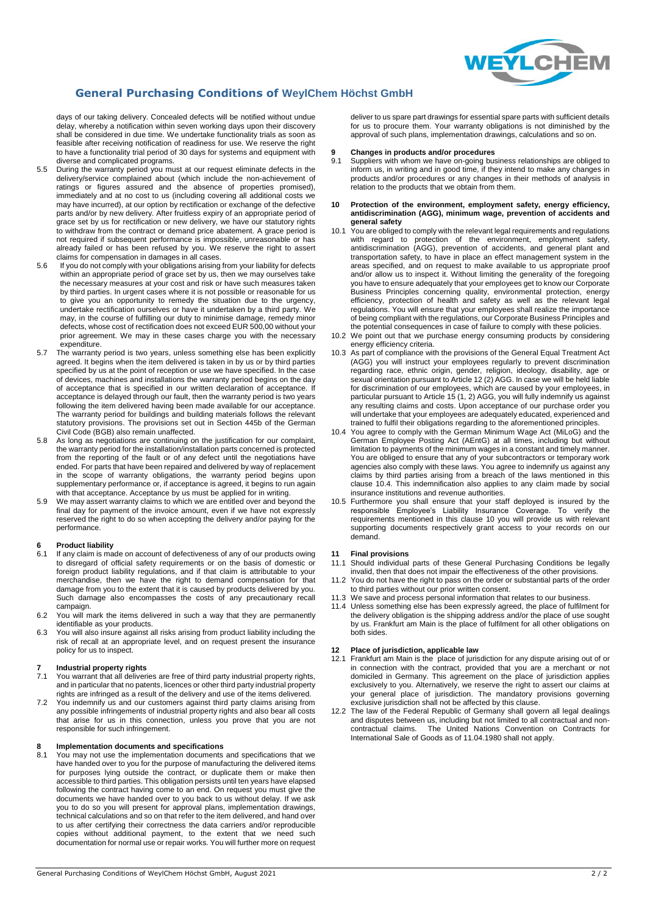days of our taking delivery. Concealed defects will be notified without undue delay, whereby a notification within seven working days upon their discovery shall be considered in due time. We undertake functionality trials as soon as feasible after receiving notification of readiness for use. We reserve the right to have a functionality trial period of 30 days for systems and equipment with diverse and complicated programs.

5.5 During the warranty period you must at our request eliminate defects in the delivery/service complained about (which include the non-achievement of ratings or figures assured and the absence of properties promised), immediately and at no cost to us (including covering all additional costs we may have incurred), at our option by rectification or exchange of the defective parts and/or by new delivery. After fruitless expiry of an appropriate period of grace set by us for rectification or new delivery, we have our statutory rights to withdraw from the contract or demand price abatement. A grace period is not required if subsequent performance is impossible, unreasonable or has already failed or has been refused by you. We reserve the right to assert claims for compensation in damages in all cases.

5.6 If you do not comply with your obligations arising from your liability for defects within an appropriate period of grace set by us, then we may ourselves take the necessary measures at your cost and risk or have such measures taken by third parties. In urgent cases where it is not possible or reasonable for us to give you an opportunity to remedy the situation due to the urgency, undertake rectification ourselves or have it undertaken by a third party. We may, in the course of fulfilling our duty to minimise damage, remedy minor defects, whose cost of rectification does not exceed EUR 500,00 without your prior agreement. We may in these cases charge you with the necessary expenditure.

5.7 The warranty period is two years, unless something else has been explicitly agreed. It begins when the item delivered is taken in by us or by third parties specified by us at the point of reception or use we have specified. In the case of devices, machines and installations the warranty period begins on the day of acceptance that is specified in our written declaration of acceptance. If acceptance is delayed through our fault, then the warranty period is two years following the item delivered having been made available for our acceptance. The warranty period for buildings and building materials follows the relevant statutory provisions. The provisions set out in Section 445b of the German Civil Code (BGB) also remain unaffected.

5.8 As long as negotiations are continuing on the justification for our complaint, the warranty period for the installation/installation parts concerned is protected from the reporting of the fault or of any defect until the negotiations have ended. For parts that have been repaired and delivered by way of replacement in the scope of warranty obligations, the warranty period begins upon supplementary performance or, if acceptance is agreed, it begins to run again with that acceptance. Acceptance by us must be applied for in writing.

5.9 We may assert warranty claims to which we are entitled over and beyond the final day for payment of the invoice amount, even if we have not expressly reserved the right to do so when accepting the delivery and/or paying for the performance.

## 6 Product liability

6.1 If any claim is made on account of defectiveness of any of our products owing to disregard of official safety requirements or on the basis of domestic or foreign product liability regulations, and if that claim is attributable to your merchandise, then we have the right to demand compensation for that damage from you to the extent that it is caused by products delivered by you. Such damage also encompasses the costs of any precautionary recall campaign.

6.2 You will mark the items delivered in such a way that they are permanently identifiable as your products.

6.3 You will also insure against all risks arising from product liability including the risk of recall at an appropriate level, and on request present the insurance policy for us to inspect.

## 7 Industrial property rights

7.1 You warrant that all deliveries are free of third party industrial property rights, and in particular that no patents, licences or other third party industrial property rights are infringed as a result of the delivery and use of the items delivered.

7.2 You indemnify us and our customers against third party claims arising from any possible infringements of industrial property rights and also bear all costs that arise for us in this connection, unless you prove that you are not responsible for such infringement.

## 8 Implementation documents and specifications

8.1 You may not use the implementation documents and specifications that we have handed over to you for the purpose of manufacturing the delivered items for purposes lying outside the contract, or duplicate them or make then accessible to third parties. This obligation persists until ten years have elapsed following the contract having come to an end. On request you must give the documents we have handed over to you back to us without delay. If we ask you to do so you will present for approval plans, implementation drawings, technical calculations and so on that refer to the item delivered, and hand over to us after certifying their correctness the data carriers and/or reproducible copies without additional payment, to the extent that we need such documentation for normal use or repair works. You will further more on request deliver to us spare part drawings for essential spare parts with sufficient details for us to procure them. Your warranty obligations is not diminished by the approval of such plans, implementation drawings, calculations and so on.

## 9 Changes in products and/or procedures

9.1 Suppliers with whom we have on-going business relationships are obliged to inform us, in writing and in good time, if they intend to make any changes in products and/or procedures or any changes in their methods of analysis in relation to the products that we obtain from them.

## 10 Protection of the environment, employment safety, energy efficiency, antidiscrimination (AGG), minimum wage, prevention of accidents and general safety

10.1 You are obliged to comply with the relevant legal requirements and regulations with regard to protection of the environment, employment safety, antidiscrimination (AGG), prevention of accidents, and general plant and transportation safety, to have in place an effect management system in the areas specified, and on request to make available to us appropriate proof and/or allow us to inspect it. Without limiting the generality of the foregoing you have to ensure adequately that your employees get to know our Corporate Business Principles concerning quality, environmental protection, energy efficiency, protection of health and safety as well as the relevant legal regulations. You will ensure that your employees shall realize the importance of being compliant with the regulations, our Corporate Business Principles and the potential consequences in case of failure to comply with these policies.

10.2 We point out that we purchase energy consuming products by considering energy efficiency criteria.

10.3 As part of compliance with the provisions of the General Equal Treatment Act (AGG) you will instruct your employees regularly to prevent discrimination regarding race, ethnic origin, gender, religion, ideology, disability, age or sexual orientation pursuant to Article 12 (2) AGG. In case we will be held liable for discrimination of our employees, which are caused by your employees, in particular pursuant to Article 15 (1, 2) AGG, you will fully indemnify us against any resulting claims and costs. Upon acceptance of our purchase order you will undertake that your employees are adequately educated, experienced and trained to fulfil their obligations regarding to the aforementioned principles.

10.4 You agree to comply with the German Minimum Wage Act (MiLoG) and the German Employee Posting Act (AEntG) at all times, including but without limitation to payments of the minimum wages in a constant and timely manner. You are obliged to ensure that any of your subcontractors or temporary work agencies also comply with these laws. You agree to indemnify us against any claims by third parties arising from a breach of the laws mentioned in this clause 10.4. This indemnification also applies to any claim made by social insurance institutions and revenue authorities.

10.5 Furthermore you shall ensure that your staff deployed is insured by the responsible Employee's Liability Insurance Coverage. To verify the requirements mentioned in this clause 10 you will provide us with relevant supporting documents respectively grant access to your records on our demand.

## 11 Final provisions

11.1 Should individual parts of these General Purchasing Conditions be legally invalid, then that does not impair the effectiveness of the other provisions.

11.2 You do not have the right to pass on the order or substantial parts of the order to third parties without our prior written consent.

11.3 We save and process personal information that relates to our business.

11.4 Unless something else has been expressly agreed, the place of fulfilment for the delivery obligation is the shipping address and/or the place of use sought by us. Frankfurt am Main is the place of fulfilment for all other obligations on both sides.

## 12 Place of jurisdiction, applicable law

12.1 Frankfurt am Main is the place of jurisdiction for any dispute arising out of or in connection with the contract, provided that you are a merchant or not domiciled in Germany. This agreement on the place of jurisdiction applies exclusively to you. Alternatively, we reserve the right to assert our claims at your general place of jurisdiction. The mandatory provisions governing exclusive jurisdiction shall not be affected by this clause.

12.2 The law of the Federal Republic of Germany shall govern all legal dealings and disputes between us, including but not limited to all contractual and non-contractual claims. The United Nations Convention on Contracts for International Sale of Goods as of 11.04.1980 shall not apply.